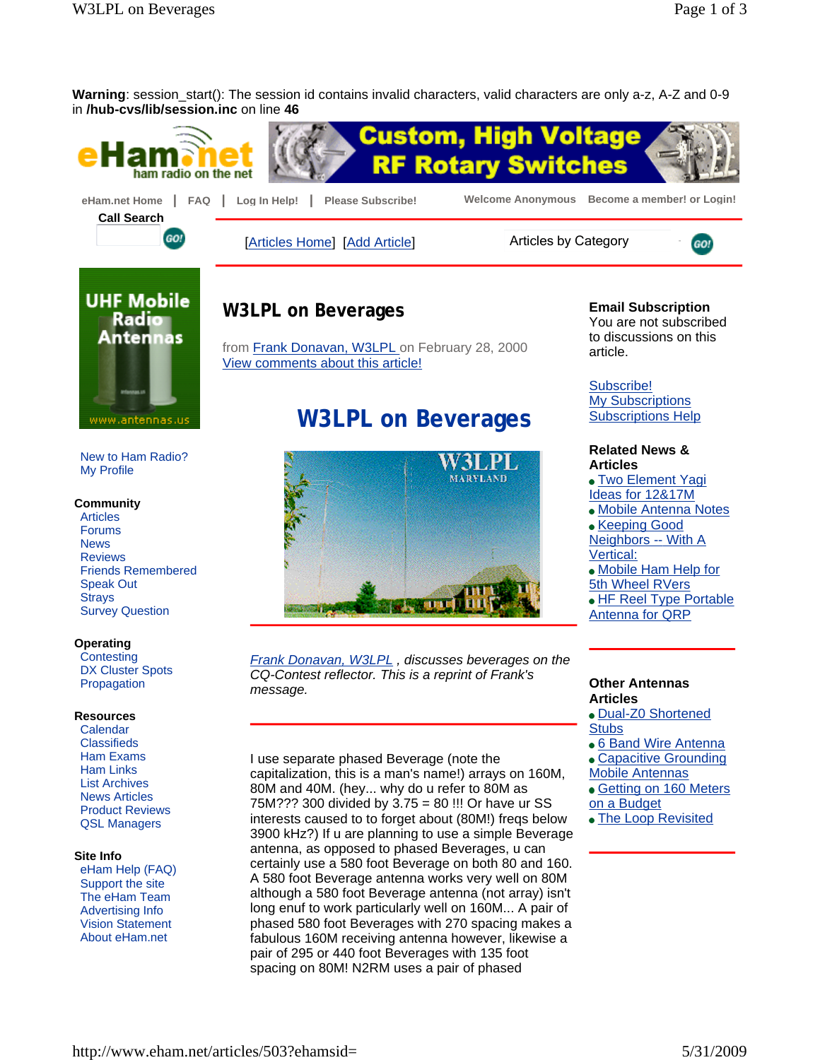**Warning**: session_start(): The session id contains invalid characters, valid characters are only a-z, A-Z and 0-9 in **/hub-cvs/lib/session.inc** on line **46**

eHam.net Home | FAQ | Log In Help! | Please Subscribe! Welcome Anonymous Become a member! or Login!

Call Search

[Articles Home] [Add Article] Articles by Category

New to Ham Radio?
My Profile

**Community**
Articles
Forums
News
Reviews
Friends Remembered
Speak Out
Strays
Survey Question

**Operating**
Contesting
DX Cluster Spots
Propagation

**Resources**
Calendar
Classifieds
Ham Exams
Ham Links
List Archives
News Articles
Product Reviews
QSL Managers

**Site Info**
eHam Help (FAQ)
Support the site
The eHam Team
Advertising Info
Vision Statement
About eHam.net

# W3LPL on Beverages

from Frank Donavan, W3LPL on February 28, 2000
View comments about this article!

## W3LPL on Beverages

*Frank Donavan, W3LPL , discusses beverages on the CQ-Contest reflector. This is a reprint of Frank's message.*

I use separate phased Beverage (note the capitalization, this is a man's name!) arrays on 160M, 80M and 40M. (hey... why do u refer to 80M as 75M??? 300 divided by 3.75 = 80 !!! Or have ur SS interests caused to to forget about (80M!) freqs below 3900 kHz?) If u are planning to use a simple Beverage antenna, as opposed to phased Beverages, u can certainly use a 580 foot Beverage on both 80 and 160. A 580 foot Beverage antenna works very well on 80M although a 580 foot Beverage antenna (not array) isn't long enuf to work particularly well on 160M... A pair of phased 580 foot Beverages with 270 spacing makes a fabulous 160M receiving antenna however, likewise a pair of 295 or 440 foot Beverages with 135 foot spacing on 80M! N2RM uses a pair of phased

**Email Subscription**
You are not subscribed to discussions on this article.

Subscribe!
My Subscriptions
Subscriptions Help

**Related News & Articles**
- Two Element Yagi Ideas for 12&17M
- Mobile Antenna Notes
- Keeping Good Neighbors -- With A Vertical:
- Mobile Ham Help for 5th Wheel RVers
- HF Reel Type Portable Antenna for QRP

**Other Antennas Articles**
- Dual-Z0 Shortened Stubs
- 6 Band Wire Antenna
- Capacitive Grounding Mobile Antennas
- Getting on 160 Meters on a Budget
- The Loop Revisited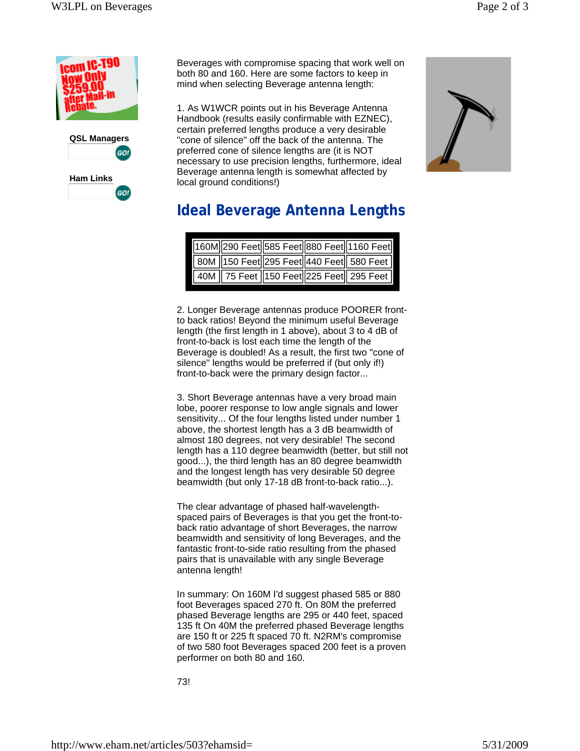Beverages with compromise spacing that work well on both 80 and 160. Here are some factors to keep in mind when selecting Beverage antenna length:

1. As W1WCR points out in his Beverage Antenna Handbook (results easily confirmable with EZNEC), certain preferred lengths produce a very desirable "cone of silence" off the back of the antenna. The preferred cone of silence lengths are (it is NOT necessary to use precision lengths, furthermore, ideal Beverage antenna length is somewhat affected by local ground conditions!)

## Ideal Beverage Antenna Lengths

| | | | | |
|---|---|---|---|---|
| 160M | 290 Feet | 585 Feet | 880 Feet | 1160 Feet |
| 80M | 150 Feet | 295 Feet | 440 Feet | 580 Feet |
| 40M | 75 Feet | 150 Feet | 225 Feet | 295 Feet |

2. Longer Beverage antennas produce POORER front-to back ratios! Beyond the minimum useful Beverage length (the first length in 1 above), about 3 to 4 dB of front-to-back is lost each time the length of the Beverage is doubled! As a result, the first two "cone of silence" lengths would be preferred if (but only if!) front-to-back were the primary design factor...

3. Short Beverage antennas have a very broad main lobe, poorer response to low angle signals and lower sensitivity... Of the four lengths listed under number 1 above, the shortest length has a 3 dB beamwidth of almost 180 degrees, not very desirable! The second length has a 110 degree beamwidth (better, but still not good...), the third length has an 80 degree beamwidth and the longest length has very desirable 50 degree beamwidth (but only 17-18 dB front-to-back ratio...).

The clear advantage of phased half-wavelength-spaced pairs of Beverages is that you get the front-to-back ratio advantage of short Beverages, the narrow beamwidth and sensitivity of long Beverages, and the fantastic front-to-side ratio resulting from the phased pairs that is unavailable with any single Beverage antenna length!

In summary: On 160M I'd suggest phased 585 or 880 foot Beverages spaced 270 ft. On 80M the preferred phased Beverage lengths are 295 or 440 feet, spaced 135 ft On 40M the preferred phased Beverage lengths are 150 ft or 225 ft spaced 70 ft. N2RM's compromise of two 580 foot Beverages spaced 200 feet is a proven performer on both 80 and 160.

73!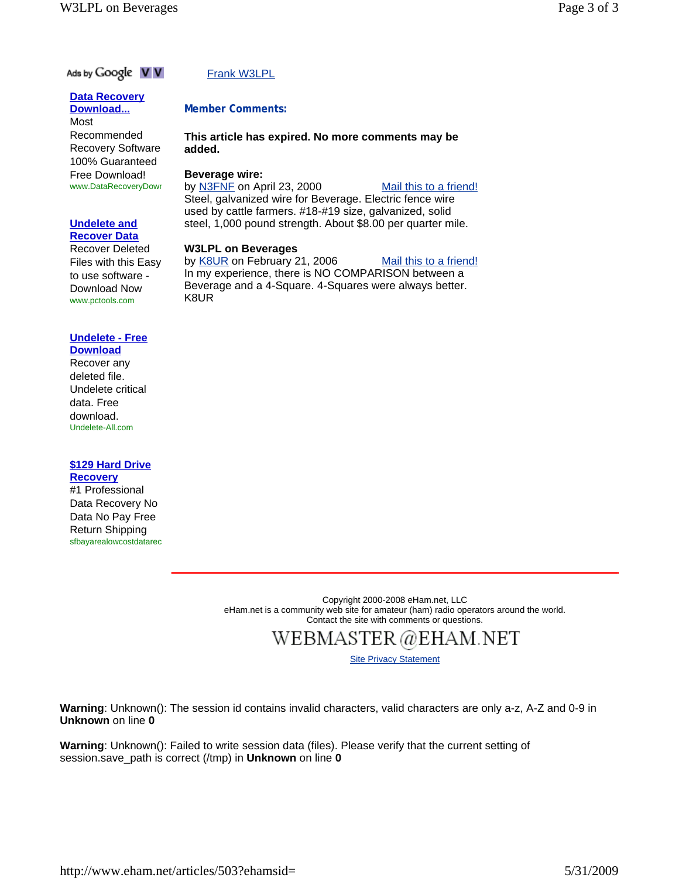Ads by Google

**Data Recovery Download...**
Most Recommended Recovery Software 100% Guaranteed Free Download!
www.DataRecoveryDowr

**Undelete and Recover Data**
Recover Deleted Files with this Easy to use software - Download Now
www.pctools.com

**Undelete - Free Download**
Recover any deleted file. Undelete critical data. Free download.
Undelete-All.com

**$129 Hard Drive Recovery**
#1 Professional Data Recovery No Data No Pay Free Return Shipping
sfbayarealowcostdatarec

Frank W3LPL

**Member Comments:**

**This article has expired. No more comments may be added.**

**Beverage wire:**
by N3FNF on April 23, 2000 Mail this to a friend!
Steel, galvanized wire for Beverage. Electric fence wire used by cattle farmers. #18-#19 size, galvanized, solid steel, 1,000 pound strength. About $8.00 per quarter mile.

**W3LPL on Beverages**
by K8UR on February 21, 2006 Mail this to a friend!
In my experience, there is NO COMPARISON between a Beverage and a 4-Square. 4-Squares were always better.
K8UR

---

Copyright 2000-2008 eHam.net, LLC
eHam.net is a community web site for amateur (ham) radio operators around the world.
Contact the site with comments or questions.

WEBMASTER@EHAM.NET

Site Privacy Statement

**Warning**: Unknown(): The session id contains invalid characters, valid characters are only a-z, A-Z and 0-9 in **Unknown** on line **0**

**Warning**: Unknown(): Failed to write session data (files). Please verify that the current setting of session.save_path is correct (/tmp) in **Unknown** on line **0**